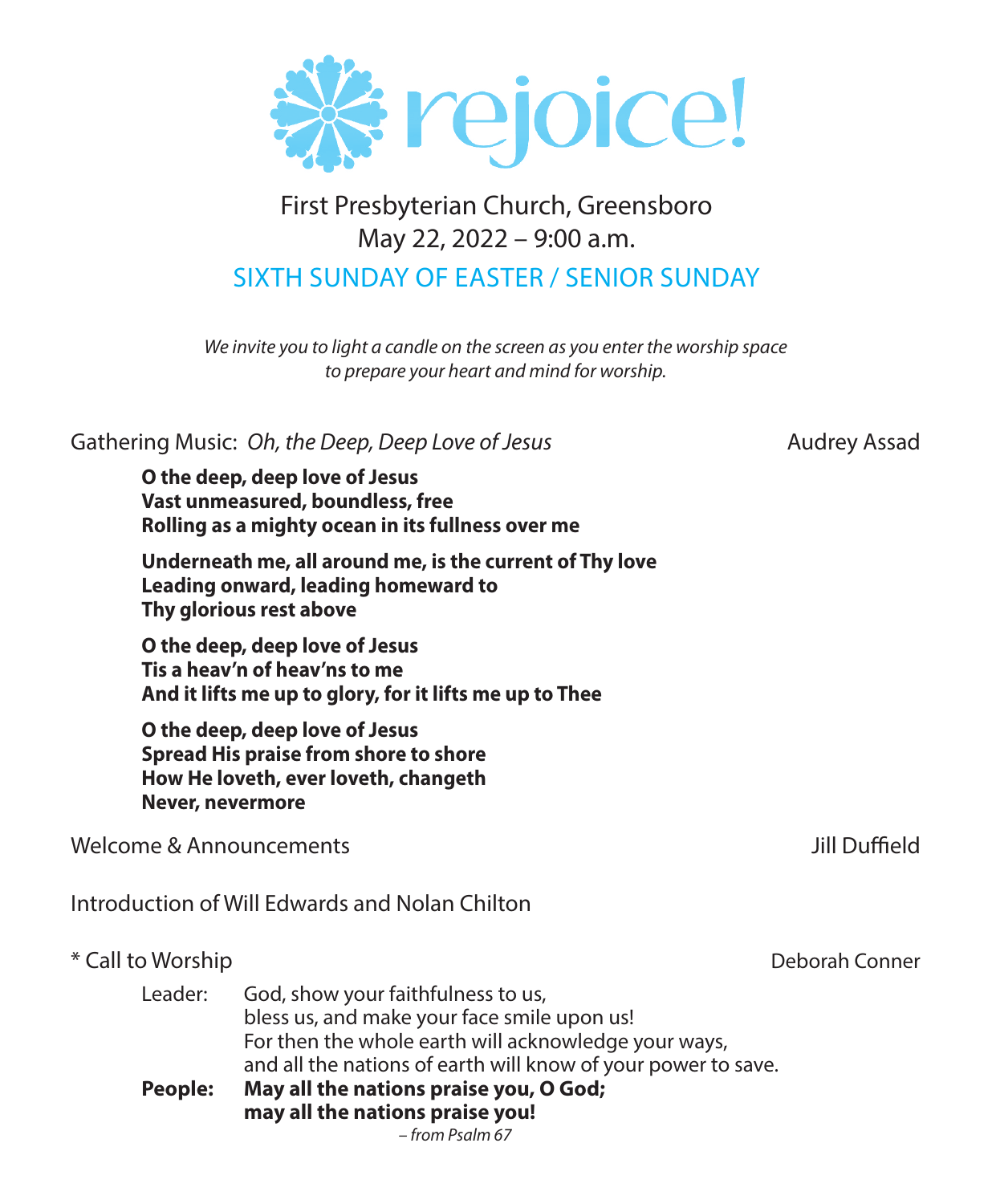# rejoice!

First Presbyterian Church, Greensboro
May 22, 2022 – 9:00 a.m.

## SIXTH SUNDAY OF EASTER / SENIOR SUNDAY

*We invite you to light a candle on the screen as you enter the worship space to prepare your heart and mind for worship.*

Gathering Music: *Oh, the Deep, Deep Love of Jesus* — Audrey Assad

**O the deep, deep love of Jesus**
**Vast unmeasured, boundless, free**
**Rolling as a mighty ocean in its fullness over me**

**Underneath me, all around me, is the current of Thy love**
**Leading onward, leading homeward to**
**Thy glorious rest above**

**O the deep, deep love of Jesus**
**Tis a heav'n of heav'ns to me**
**And it lifts me up to glory, for it lifts me up to Thee**

**O the deep, deep love of Jesus**
**Spread His praise from shore to shore**
**How He loveth, ever loveth, changeth**
**Never, nevermore**

Welcome & Announcements — Jill Duffield

Introduction of Will Edwards and Nolan Chilton

\* Call to Worship — Deborah Conner

Leader: God, show your faithfulness to us,
bless us, and make your face smile upon us!
For then the whole earth will acknowledge your ways,
and all the nations of earth will know of your power to save.

**People: May all the nations praise you, O God;**
**may all the nations praise you!**

*– from Psalm 67*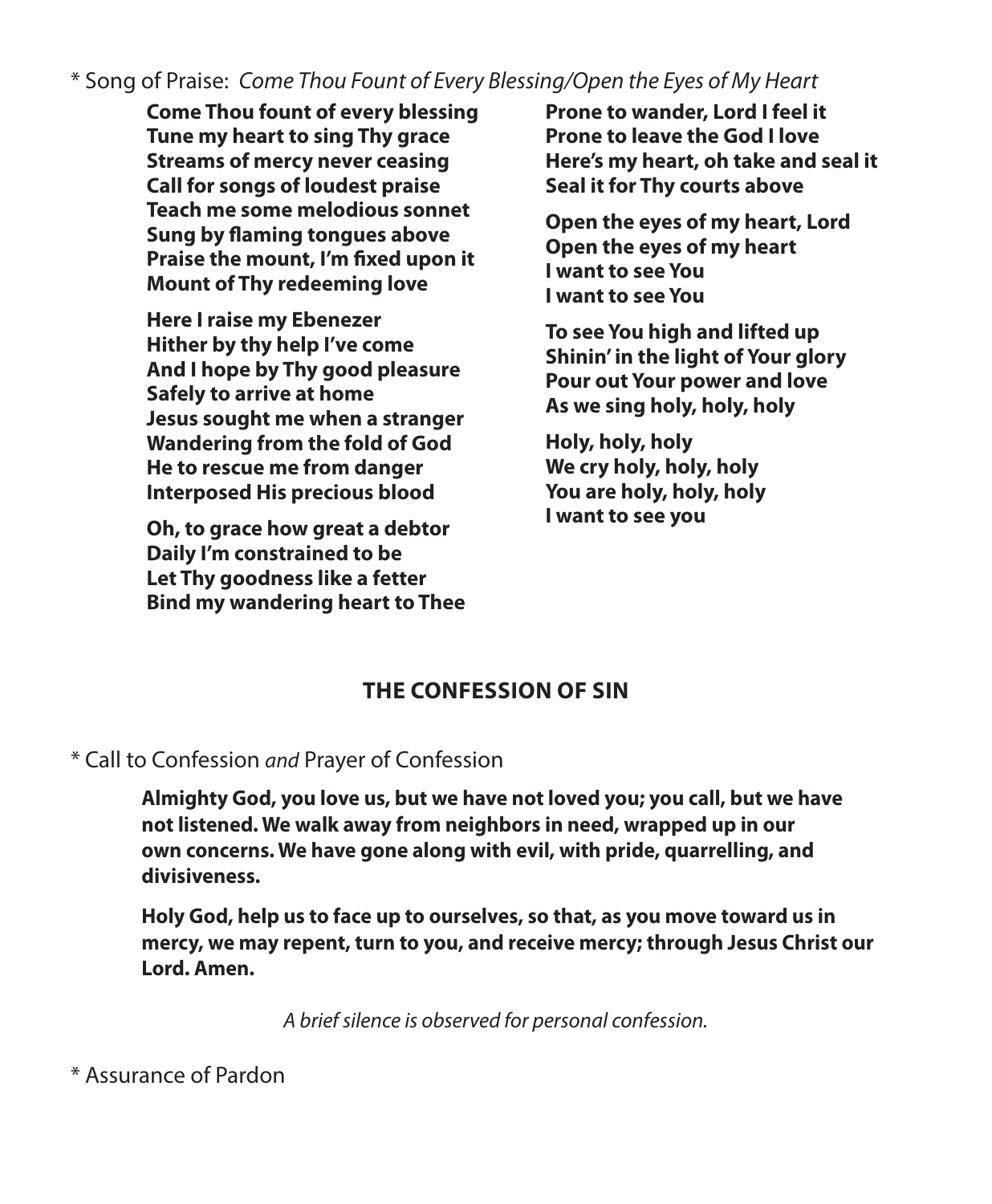* Song of Praise: *Come Thou Fount of Every Blessing/Open the Eyes of My Heart*

**Come Thou fount of every blessing**
**Tune my heart to sing Thy grace**
**Streams of mercy never ceasing**
**Call for songs of loudest praise**
**Teach me some melodious sonnet**
**Sung by flaming tongues above**
**Praise the mount, I'm fixed upon it**
**Mount of Thy redeeming love**

**Here I raise my Ebenezer**
**Hither by thy help I've come**
**And I hope by Thy good pleasure**
**Safely to arrive at home**
**Jesus sought me when a stranger**
**Wandering from the fold of God**
**He to rescue me from danger**
**Interposed His precious blood**

**Oh, to grace how great a debtor**
**Daily I'm constrained to be**
**Let Thy goodness like a fetter**
**Bind my wandering heart to Thee**

**Prone to wander, Lord I feel it**
**Prone to leave the God I love**
**Here's my heart, oh take and seal it**
**Seal it for Thy courts above**

**Open the eyes of my heart, Lord**
**Open the eyes of my heart**
**I want to see You**
**I want to see You**

**To see You high and lifted up**
**Shinin' in the light of Your glory**
**Pour out Your power and love**
**As we sing holy, holy, holy**

**Holy, holy, holy**
**We cry holy, holy, holy**
**You are holy, holy, holy**
**I want to see you**

## THE CONFESSION OF SIN

* Call to Confession *and* Prayer of Confession

**Almighty God, you love us, but we have not loved you; you call, but we have not listened. We walk away from neighbors in need, wrapped up in our own concerns. We have gone along with evil, with pride, quarrelling, and divisiveness.**

**Holy God, help us to face up to ourselves, so that, as you move toward us in mercy, we may repent, turn to you, and receive mercy; through Jesus Christ our Lord. Amen.**

*A brief silence is observed for personal confession.*

* Assurance of Pardon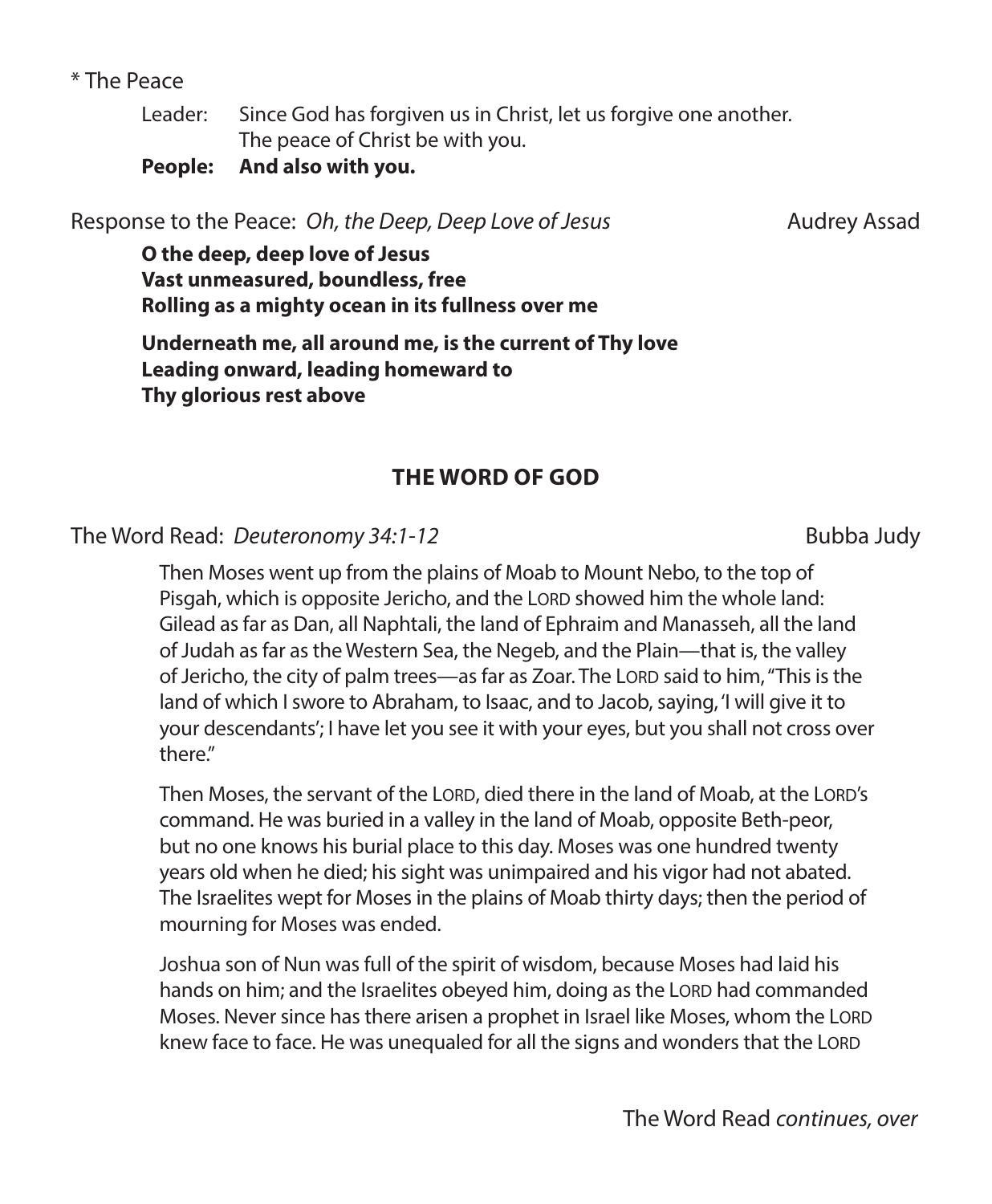\* The Peace

Leader: Since God has forgiven us in Christ, let us forgive one another.
The peace of Christ be with you.

**People: And also with you.**

Response to the Peace: *Oh, the Deep, Deep Love of Jesus* Audrey Assad

**O the deep, deep love of Jesus**
**Vast unmeasured, boundless, free**
**Rolling as a mighty ocean in its fullness over me**

**Underneath me, all around me, is the current of Thy love**
**Leading onward, leading homeward to**
**Thy glorious rest above**

## THE WORD OF GOD

The Word Read: *Deuteronomy 34:1-12* Bubba Judy

Then Moses went up from the plains of Moab to Mount Nebo, to the top of Pisgah, which is opposite Jericho, and the LORD showed him the whole land: Gilead as far as Dan, all Naphtali, the land of Ephraim and Manasseh, all the land of Judah as far as the Western Sea, the Negeb, and the Plain—that is, the valley of Jericho, the city of palm trees—as far as Zoar. The LORD said to him, "This is the land of which I swore to Abraham, to Isaac, and to Jacob, saying, 'I will give it to your descendants'; I have let you see it with your eyes, but you shall not cross over there."

Then Moses, the servant of the LORD, died there in the land of Moab, at the LORD's command. He was buried in a valley in the land of Moab, opposite Beth-peor, but no one knows his burial place to this day. Moses was one hundred twenty years old when he died; his sight was unimpaired and his vigor had not abated. The Israelites wept for Moses in the plains of Moab thirty days; then the period of mourning for Moses was ended.

Joshua son of Nun was full of the spirit of wisdom, because Moses had laid his hands on him; and the Israelites obeyed him, doing as the LORD had commanded Moses. Never since has there arisen a prophet in Israel like Moses, whom the LORD knew face to face. He was unequaled for all the signs and wonders that the LORD

The Word Read *continues, over*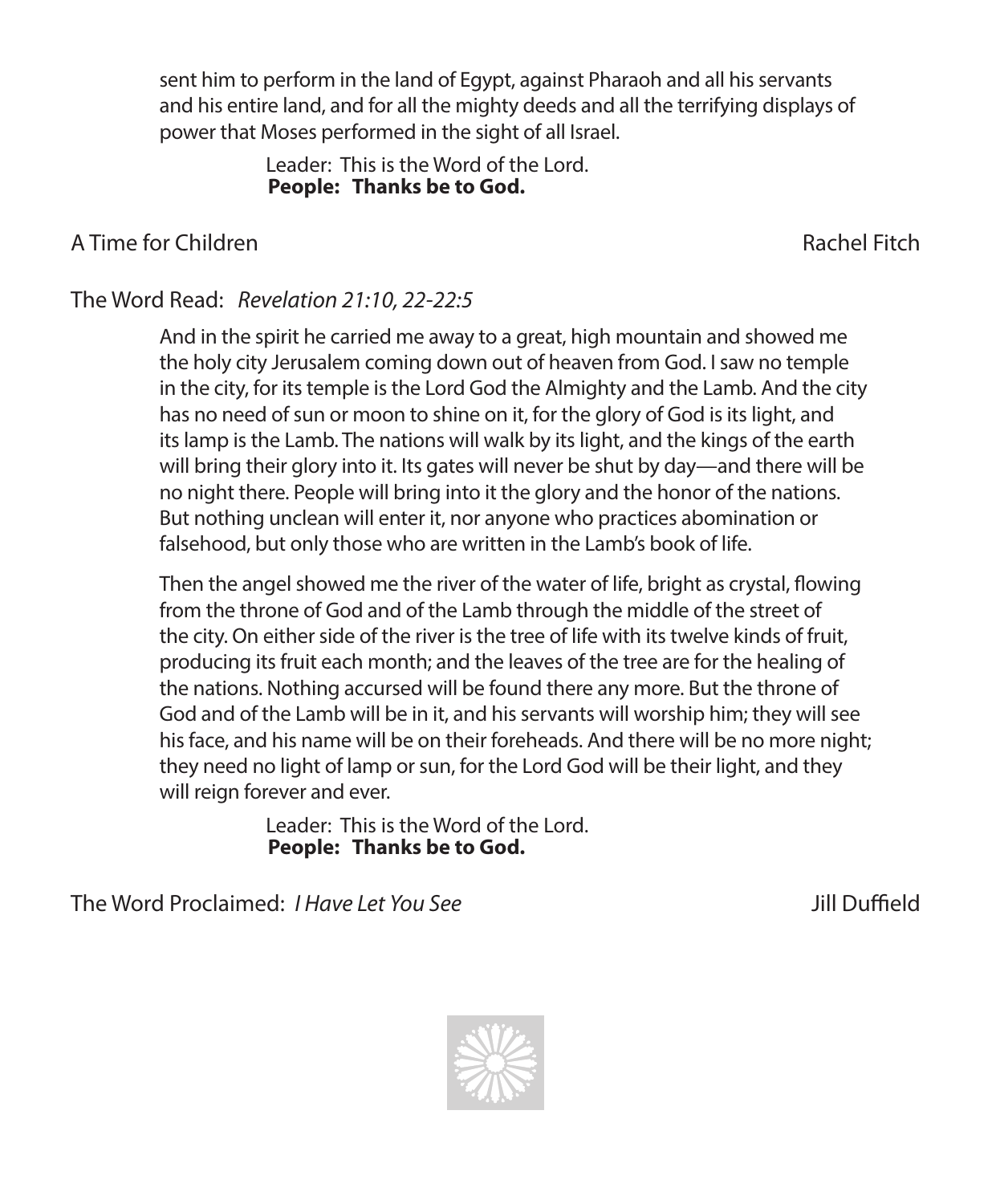sent him to perform in the land of Egypt, against Pharaoh and all his servants and his entire land, and for all the mighty deeds and all the terrifying displays of power that Moses performed in the sight of all Israel.

Leader: This is the Word of the Lord.
**People: Thanks be to God.**

A Time for Children — Rachel Fitch

The Word Read: *Revelation 21:10, 22-22:5*

And in the spirit he carried me away to a great, high mountain and showed me the holy city Jerusalem coming down out of heaven from God. I saw no temple in the city, for its temple is the Lord God the Almighty and the Lamb. And the city has no need of sun or moon to shine on it, for the glory of God is its light, and its lamp is the Lamb. The nations will walk by its light, and the kings of the earth will bring their glory into it. Its gates will never be shut by day—and there will be no night there. People will bring into it the glory and the honor of the nations. But nothing unclean will enter it, nor anyone who practices abomination or falsehood, but only those who are written in the Lamb's book of life.

Then the angel showed me the river of the water of life, bright as crystal, flowing from the throne of God and of the Lamb through the middle of the street of the city. On either side of the river is the tree of life with its twelve kinds of fruit, producing its fruit each month; and the leaves of the tree are for the healing of the nations. Nothing accursed will be found there any more. But the throne of God and of the Lamb will be in it, and his servants will worship him; they will see his face, and his name will be on their foreheads. And there will be no more night; they need no light of lamp or sun, for the Lord God will be their light, and they will reign forever and ever.

Leader: This is the Word of the Lord.
**People: Thanks be to God.**

The Word Proclaimed: *I Have Let You See* — Jill Duffield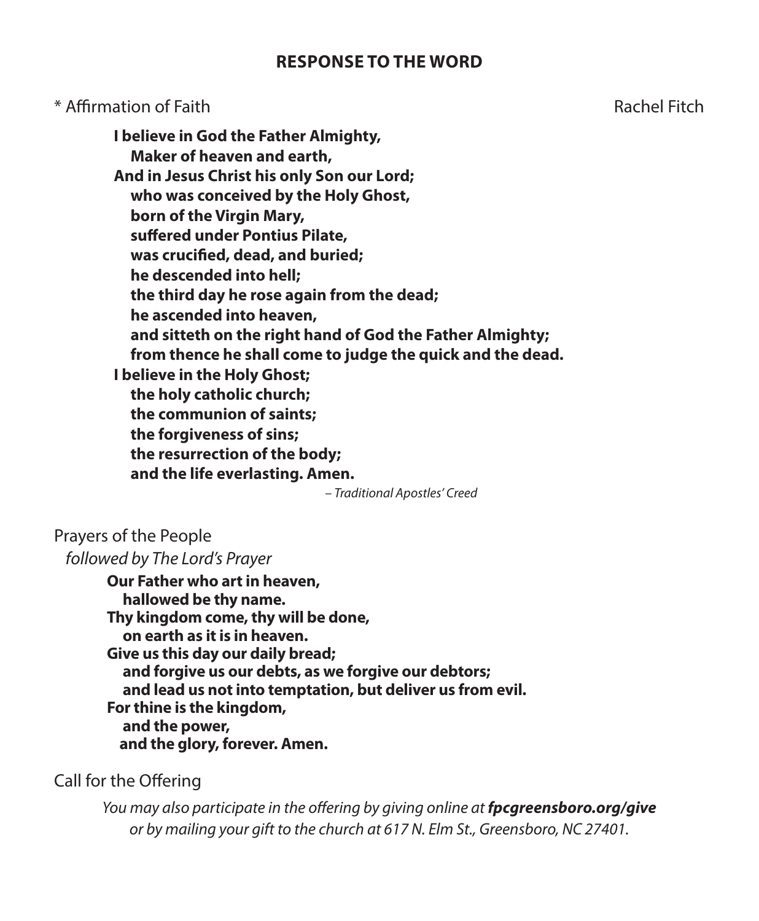## RESPONSE TO THE WORD

\* Affirmation of Faith — Rachel Fitch

**I believe in God the Father Almighty,**
**Maker of heaven and earth,**
**And in Jesus Christ his only Son our Lord;**
**who was conceived by the Holy Ghost,**
**born of the Virgin Mary,**
**suffered under Pontius Pilate,**
**was crucified, dead, and buried;**
**he descended into hell;**
**the third day he rose again from the dead;**
**he ascended into heaven,**
**and sitteth on the right hand of God the Father Almighty;**
**from thence he shall come to judge the quick and the dead.**
**I believe in the Holy Ghost;**
**the holy catholic church;**
**the communion of saints;**
**the forgiveness of sins;**
**the resurrection of the body;**
**and the life everlasting. Amen.**

*– Traditional Apostles' Creed*

Prayers of the People

*followed by The Lord's Prayer*

**Our Father who art in heaven,**
**hallowed be thy name.**
**Thy kingdom come, thy will be done,**
**on earth as it is in heaven.**
**Give us this day our daily bread;**
**and forgive us our debts, as we forgive our debtors;**
**and lead us not into temptation, but deliver us from evil.**
**For thine is the kingdom,**
**and the power,**
**and the glory, forever. Amen.**

Call for the Offering

*You may also participate in the offering by giving online at* ***fpcgreensboro.org/give*** *or by mailing your gift to the church at 617 N. Elm St., Greensboro, NC 27401.*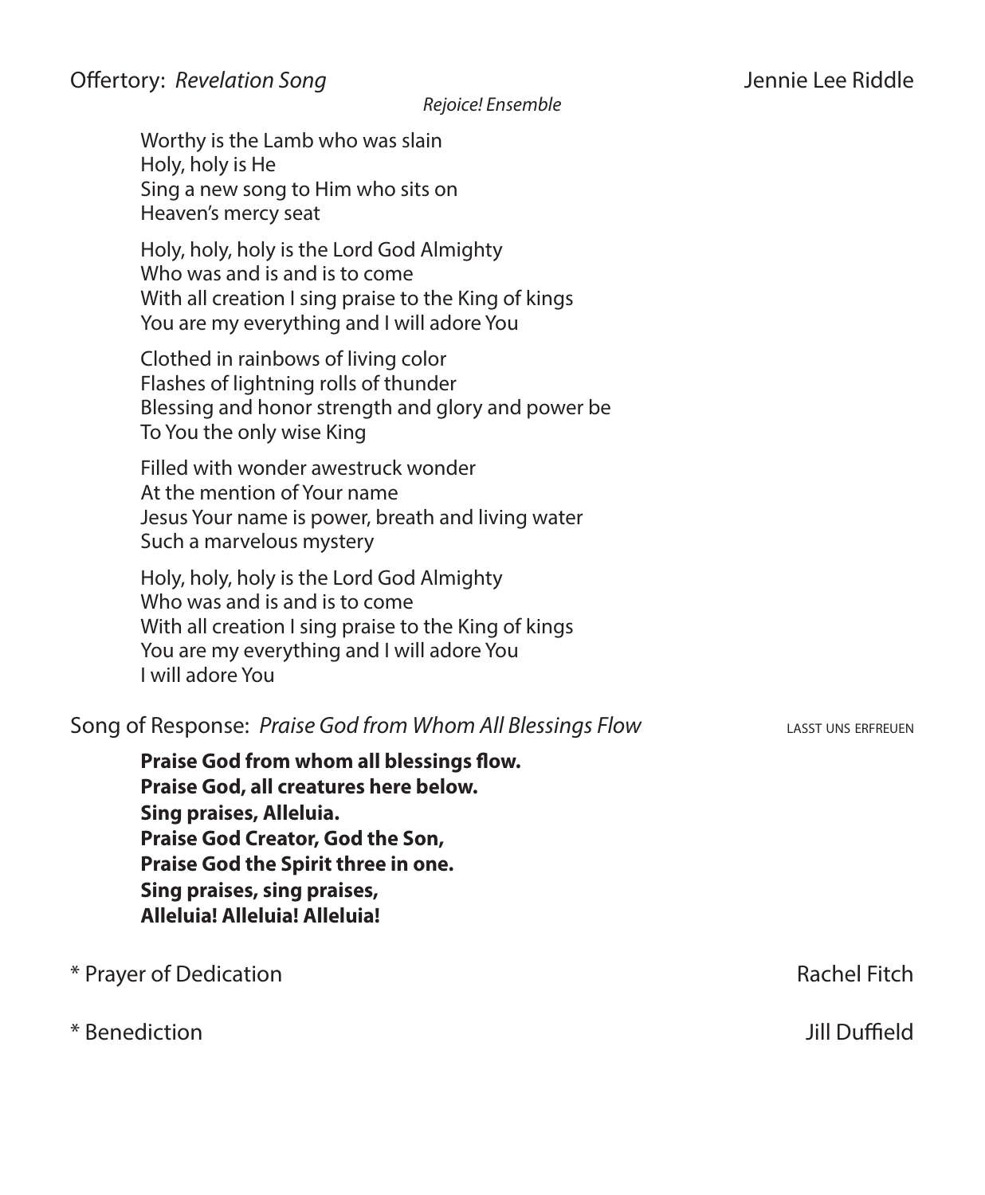Offertory: *Revelation Song* Jennie Lee Riddle

*Rejoice! Ensemble*

Worthy is the Lamb who was slain
Holy, holy is He
Sing a new song to Him who sits on
Heaven's mercy seat

Holy, holy, holy is the Lord God Almighty
Who was and is and is to come
With all creation I sing praise to the King of kings
You are my everything and I will adore You

Clothed in rainbows of living color
Flashes of lightning rolls of thunder
Blessing and honor strength and glory and power be
To You the only wise King

Filled with wonder awestruck wonder
At the mention of Your name
Jesus Your name is power, breath and living water
Such a marvelous mystery

Holy, holy, holy is the Lord God Almighty
Who was and is and is to come
With all creation I sing praise to the King of kings
You are my everything and I will adore You
I will adore You

Song of Response: *Praise God from Whom All Blessings Flow* LASST UNS ERFREUEN

**Praise God from whom all blessings flow.**
**Praise God, all creatures here below.**
**Sing praises, Alleluia.**
**Praise God Creator, God the Son,**
**Praise God the Spirit three in one.**
**Sing praises, sing praises,**
**Alleluia! Alleluia! Alleluia!**

* Prayer of Dedication Rachel Fitch

* Benediction Jill Duffield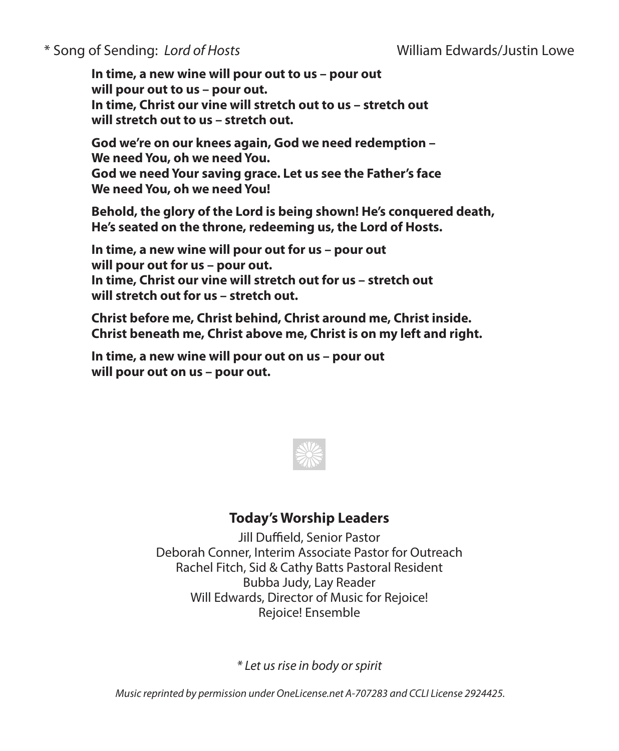\* Song of Sending: *Lord of Hosts* William Edwards/Justin Lowe

**In time, a new wine will pour out to us – pour out**
**will pour out to us – pour out.**
**In time, Christ our vine will stretch out to us – stretch out**
**will stretch out to us – stretch out.**

**God we're on our knees again, God we need redemption –**
**We need You, oh we need You.**
**God we need Your saving grace. Let us see the Father's face**
**We need You, oh we need You!**

**Behold, the glory of the Lord is being shown! He's conquered death,**
**He's seated on the throne, redeeming us, the Lord of Hosts.**

**In time, a new wine will pour out for us – pour out**
**will pour out for us – pour out.**
**In time, Christ our vine will stretch out for us – stretch out**
**will stretch out for us – stretch out.**

**Christ before me, Christ behind, Christ around me, Christ inside.**
**Christ beneath me, Christ above me, Christ is on my left and right.**

**In time, a new wine will pour out on us – pour out**
**will pour out on us – pour out.**

## Today's Worship Leaders

Jill Duffield, Senior Pastor
Deborah Conner, Interim Associate Pastor for Outreach
Rachel Fitch, Sid & Cathy Batts Pastoral Resident
Bubba Judy, Lay Reader
Will Edwards, Director of Music for Rejoice!
Rejoice! Ensemble

*\* Let us rise in body or spirit*

*Music reprinted by permission under OneLicense.net A-707283 and CCLI License 2924425.*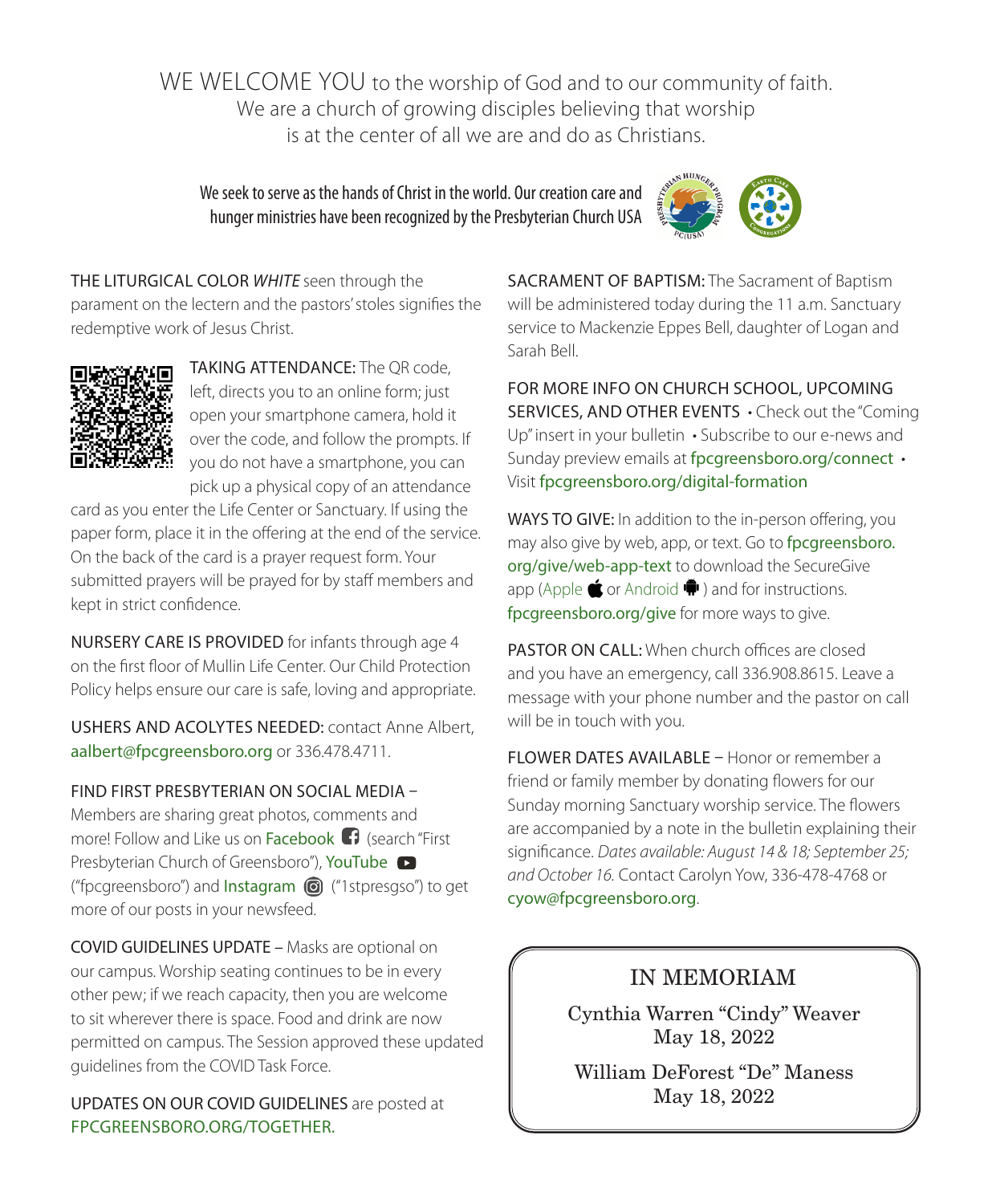WE WELCOME YOU to the worship of God and to our community of faith.
We are a church of growing disciples believing that worship
is at the center of all we are and do as Christians.

We seek to serve as the hands of Christ in the world. Our creation care and hunger ministries have been recognized by the Presbyterian Church USA

THE LITURGICAL COLOR *WHITE* seen through the parament on the lectern and the pastors' stoles signifies the redemptive work of Jesus Christ.

TAKING ATTENDANCE: The QR code, left, directs you to an online form; just open your smartphone camera, hold it over the code, and follow the prompts. If you do not have a smartphone, you can pick up a physical copy of an attendance card as you enter the Life Center or Sanctuary. If using the paper form, place it in the offering at the end of the service. On the back of the card is a prayer request form. Your submitted prayers will be prayed for by staff members and kept in strict confidence.

NURSERY CARE IS PROVIDED for infants through age 4 on the first floor of Mullin Life Center. Our Child Protection Policy helps ensure our care is safe, loving and appropriate.

USHERS AND ACOLYTES NEEDED: contact Anne Albert, aalbert@fpcgreensboro.org or 336.478.4711.

FIND FIRST PRESBYTERIAN ON SOCIAL MEDIA – Members are sharing great photos, comments and more! Follow and Like us on Facebook (search "First Presbyterian Church of Greensboro"), YouTube ("fpcgreensboro") and Instagram ("1stpresgso") to get more of our posts in your newsfeed.

COVID GUIDELINES UPDATE – Masks are optional on our campus. Worship seating continues to be in every other pew; if we reach capacity, then you are welcome to sit wherever there is space. Food and drink are now permitted on campus. The Session approved these updated guidelines from the COVID Task Force.

UPDATES ON OUR COVID GUIDELINES are posted at FPCGREENSBORO.ORG/TOGETHER.

SACRAMENT OF BAPTISM: The Sacrament of Baptism will be administered today during the 11 a.m. Sanctuary service to Mackenzie Eppes Bell, daughter of Logan and Sarah Bell.

FOR MORE INFO ON CHURCH SCHOOL, UPCOMING SERVICES, AND OTHER EVENTS • Check out the "Coming Up" insert in your bulletin • Subscribe to our e-news and Sunday preview emails at fpcgreensboro.org/connect • Visit fpcgreensboro.org/digital-formation

WAYS TO GIVE: In addition to the in-person offering, you may also give by web, app, or text. Go to fpcgreensboro.org/give/web-app-text to download the SecureGive app (Apple or Android) and for instructions. fpcgreensboro.org/give for more ways to give.

PASTOR ON CALL: When church offices are closed and you have an emergency, call 336.908.8615. Leave a message with your phone number and the pastor on call will be in touch with you.

FLOWER DATES AVAILABLE – Honor or remember a friend or family member by donating flowers for our Sunday morning Sanctuary worship service. The flowers are accompanied by a note in the bulletin explaining their significance. *Dates available: August 14 & 18; September 25; and October 16.* Contact Carolyn Yow, 336-478-4768 or cyow@fpcgreensboro.org.

## IN MEMORIAM

Cynthia Warren "Cindy" Weaver
May 18, 2022

William DeForest "De" Maness
May 18, 2022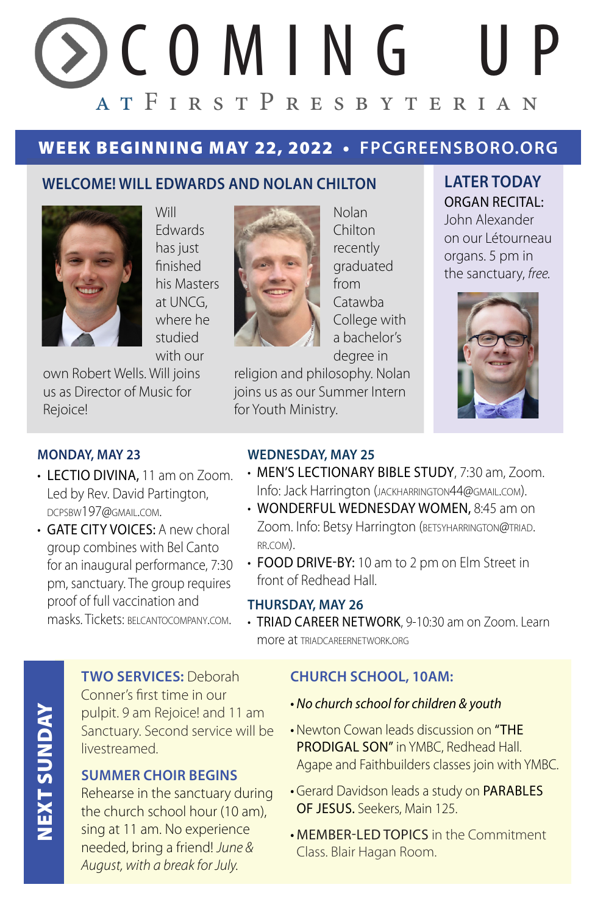# COMING UP

## AT FIRST PRESBYTERIAN

**WEEK BEGINNING MAY 22, 2022 • FPCGREENSBORO.ORG**

### WELCOME! WILL EDWARDS AND NOLAN CHILTON

Will Edwards has just finished his Masters at UNCG, where he studied with our own Robert Wells. Will joins us as Director of Music for Rejoice!

Nolan Chilton recently graduated from Catawba College with a bachelor's degree in religion and philosophy. Nolan joins us as our Summer Intern for Youth Ministry.

### LATER TODAY

ORGAN RECITAL: John Alexander on our Létourneau organs. 5 pm in the sanctuary, *free*.

### MONDAY, MAY 23

- LECTIO DIVINA, 11 am on Zoom. Led by Rev. David Partington, DCPSBW197@GMAIL.COM.
- GATE CITY VOICES: A new choral group combines with Bel Canto for an inaugural performance, 7:30 pm, sanctuary. The group requires proof of full vaccination and masks. Tickets: BELCANTOCOMPANY.COM.

### WEDNESDAY, MAY 25

- MEN'S LECTIONARY BIBLE STUDY, 7:30 am, Zoom. Info: Jack Harrington (JACKHARRINGTON44@GMAIL.COM).
- WONDERFUL WEDNESDAY WOMEN, 8:45 am on Zoom. Info: Betsy Harrington (BETSYHARRINGTON@TRIAD.RR.COM).
- FOOD DRIVE-BY: 10 am to 2 pm on Elm Street in front of Redhead Hall.

### THURSDAY, MAY 26

- TRIAD CAREER NETWORK, 9-10:30 am on Zoom. Learn more at TRIADCAREERNETWORK.ORG

## NEXT SUNDAY

**TWO SERVICES:** Deborah Conner's first time in our pulpit. 9 am Rejoice! and 11 am Sanctuary. Second service will be livestreamed.

**SUMMER CHOIR BEGINS**

Rehearse in the sanctuary during the church school hour (10 am), sing at 11 am. No experience needed, bring a friend! *June & August, with a break for July.*

**CHURCH SCHOOL, 10AM:**

- *No church school for children & youth*
- Newton Cowan leads discussion on "THE PRODIGAL SON" in YMBC, Redhead Hall. Agape and Faithbuilders classes join with YMBC.
- Gerard Davidson leads a study on PARABLES OF JESUS. Seekers, Main 125.
- MEMBER-LED TOPICS in the Commitment Class. Blair Hagan Room.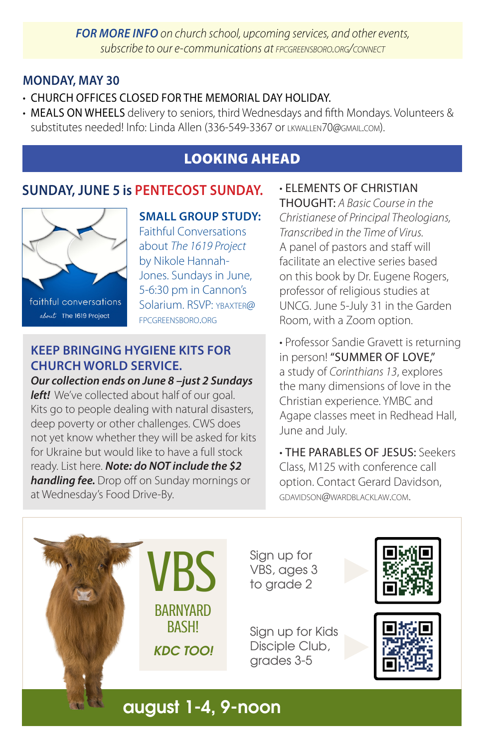***FOR MORE INFO** on church school, upcoming services, and other events, subscribe to our e-communications at* FPCGREENSBORO.ORG/CONNECT

## MONDAY, MAY 30

- CHURCH OFFICES CLOSED FOR THE MEMORIAL DAY HOLIDAY.
- MEALS ON WHEELS delivery to seniors, third Wednesdays and fifth Mondays. Volunteers & substitutes needed! Info: Linda Allen (336-549-3367 or LKWALLEN70@GMAIL.COM).

## LOOKING AHEAD

### SUNDAY, JUNE 5 is PENTECOST SUNDAY.

faithful conversations about The 1619 Project

**SMALL GROUP STUDY:** Faithful Conversations about *The 1619 Project* by Nikole Hannah-Jones. Sundays in June, 5-6:30 pm in Cannon's Solarium. RSVP: YBAXTER@FPCGREENSBORO.ORG

### KEEP BRINGING HYGIENE KITS FOR CHURCH WORLD SERVICE.

***Our collection ends on June 8 –just 2 Sundays left!*** We've collected about half of our goal. Kits go to people dealing with natural disasters, deep poverty or other challenges. CWS does not yet know whether they will be asked for kits for Ukraine but would like to have a full stock ready. List here. ***Note: do NOT include the $2 handling fee.*** Drop off on Sunday mornings or at Wednesday's Food Drive-By.

- ELEMENTS OF CHRISTIAN THOUGHT: *A Basic Course in the Christianese of Principal Theologians, Transcribed in the Time of Virus.* A panel of pastors and staff will facilitate an elective series based on this book by Dr. Eugene Rogers, professor of religious studies at UNCG. June 5-July 31 in the Garden Room, with a Zoom option.
- Professor Sandie Gravett is returning in person! "SUMMER OF LOVE," a study of *Corinthians 13*, explores the many dimensions of love in the Christian experience. YMBC and Agape classes meet in Redhead Hall, June and July.
- THE PARABLES OF JESUS: Seekers Class, M125 with conference call option. Contact Gerard Davidson, GDAVIDSON@WARDBLACKLAW.COM.

# VBS

BARNYARD BASH!

***KDC TOO!***

Sign up for VBS, ages 3 to grade 2

Sign up for Kids Disciple Club, grades 3-5

**august 1-4, 9-noon**